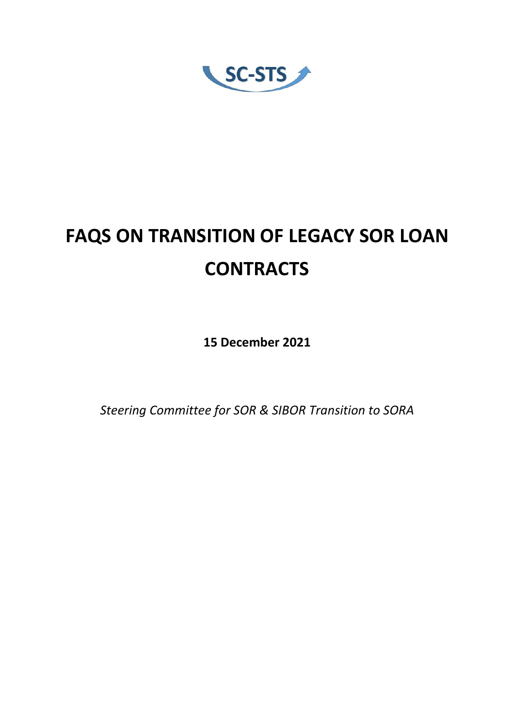SC-STS

# FAQS ON TRANSITION OF LEGACY SOR LOAN CONTRACTS

**15 December 2021**

*Steering Committee for SOR & SIBOR Transition to SORA*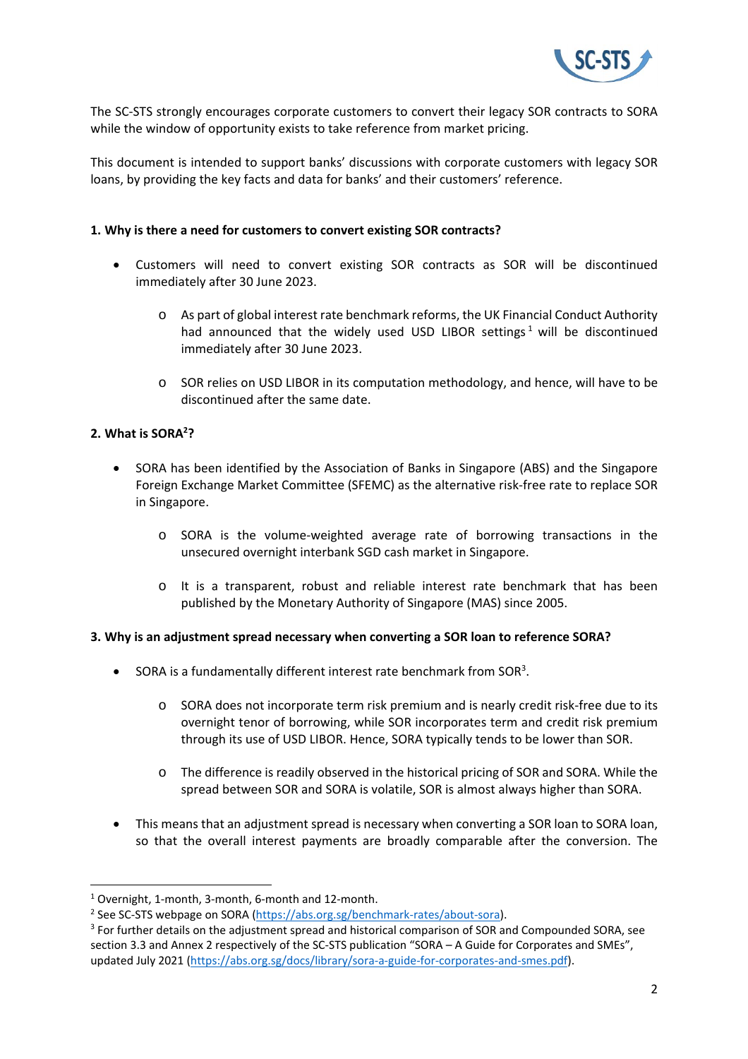The SC-STS strongly encourages corporate customers to convert their legacy SOR contracts to SORA while the window of opportunity exists to take reference from market pricing.

This document is intended to support banks' discussions with corporate customers with legacy SOR loans, by providing the key facts and data for banks' and their customers' reference.

**1. Why is there a need for customers to convert existing SOR contracts?**

- Customers will need to convert existing SOR contracts as SOR will be discontinued immediately after 30 June 2023.
  - As part of global interest rate benchmark reforms, the UK Financial Conduct Authority had announced that the widely used USD LIBOR settings[1] will be discontinued immediately after 30 June 2023.
  - SOR relies on USD LIBOR in its computation methodology, and hence, will have to be discontinued after the same date.

**2. What is SORA[2]?**

- SORA has been identified by the Association of Banks in Singapore (ABS) and the Singapore Foreign Exchange Market Committee (SFEMC) as the alternative risk-free rate to replace SOR in Singapore.
  - SORA is the volume-weighted average rate of borrowing transactions in the unsecured overnight interbank SGD cash market in Singapore.
  - It is a transparent, robust and reliable interest rate benchmark that has been published by the Monetary Authority of Singapore (MAS) since 2005.

**3. Why is an adjustment spread necessary when converting a SOR loan to reference SORA?**

- SORA is a fundamentally different interest rate benchmark from SOR[3].
  - SORA does not incorporate term risk premium and is nearly credit risk-free due to its overnight tenor of borrowing, while SOR incorporates term and credit risk premium through its use of USD LIBOR. Hence, SORA typically tends to be lower than SOR.
  - The difference is readily observed in the historical pricing of SOR and SORA. While the spread between SOR and SORA is volatile, SOR is almost always higher than SORA.
- This means that an adjustment spread is necessary when converting a SOR loan to SORA loan, so that the overall interest payments are broadly comparable after the conversion. The

---

[1] Overnight, 1-month, 3-month, 6-month and 12-month.

[2] See SC-STS webpage on SORA (https://abs.org.sg/benchmark-rates/about-sora).

[3] For further details on the adjustment spread and historical comparison of SOR and Compounded SORA, see section 3.3 and Annex 2 respectively of the SC-STS publication "SORA – A Guide for Corporates and SMEs", updated July 2021 (https://abs.org.sg/docs/library/sora-a-guide-for-corporates-and-smes.pdf).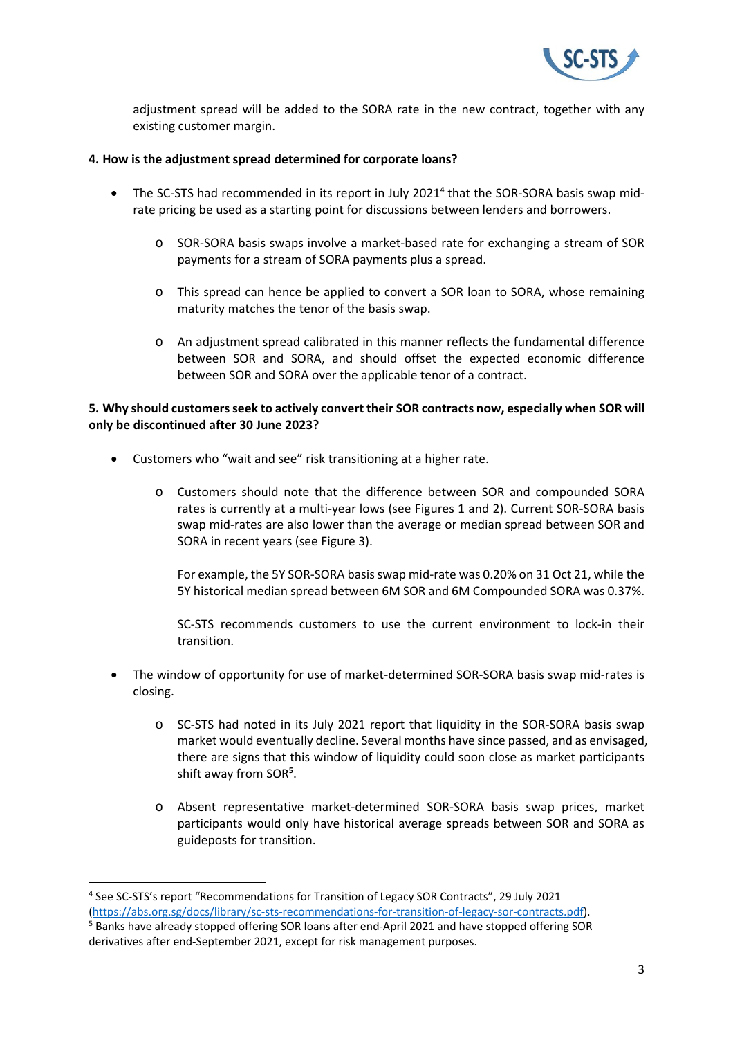adjustment spread will be added to the SORA rate in the new contract, together with any existing customer margin.

**4. How is the adjustment spread determined for corporate loans?**

- The SC-STS had recommended in its report in July 2021[4] that the SOR-SORA basis swap mid-rate pricing be used as a starting point for discussions between lenders and borrowers.
  - SOR-SORA basis swaps involve a market-based rate for exchanging a stream of SOR payments for a stream of SORA payments plus a spread.
  - This spread can hence be applied to convert a SOR loan to SORA, whose remaining maturity matches the tenor of the basis swap.
  - An adjustment spread calibrated in this manner reflects the fundamental difference between SOR and SORA, and should offset the expected economic difference between SOR and SORA over the applicable tenor of a contract.

**5. Why should customers seek to actively convert their SOR contracts now, especially when SOR will only be discontinued after 30 June 2023?**

- Customers who "wait and see" risk transitioning at a higher rate.
  - Customers should note that the difference between SOR and compounded SORA rates is currently at a multi-year lows (see Figures 1 and 2). Current SOR-SORA basis swap mid-rates are also lower than the average or median spread between SOR and SORA in recent years (see Figure 3).

    For example, the 5Y SOR-SORA basis swap mid-rate was 0.20% on 31 Oct 21, while the 5Y historical median spread between 6M SOR and 6M Compounded SORA was 0.37%.

    SC-STS recommends customers to use the current environment to lock-in their transition.

- The window of opportunity for use of market-determined SOR-SORA basis swap mid-rates is closing.
  - SC-STS had noted in its July 2021 report that liquidity in the SOR-SORA basis swap market would eventually decline. Several months have since passed, and as envisaged, there are signs that this window of liquidity could soon close as market participants shift away from SOR[5].
  - Absent representative market-determined SOR-SORA basis swap prices, market participants would only have historical average spreads between SOR and SORA as guideposts for transition.

---

[4] See SC-STS's report "Recommendations for Transition of Legacy SOR Contracts", 29 July 2021 (https://abs.org.sg/docs/library/sc-sts-recommendations-for-transition-of-legacy-sor-contracts.pdf).

[5] Banks have already stopped offering SOR loans after end-April 2021 and have stopped offering SOR derivatives after end-September 2021, except for risk management purposes.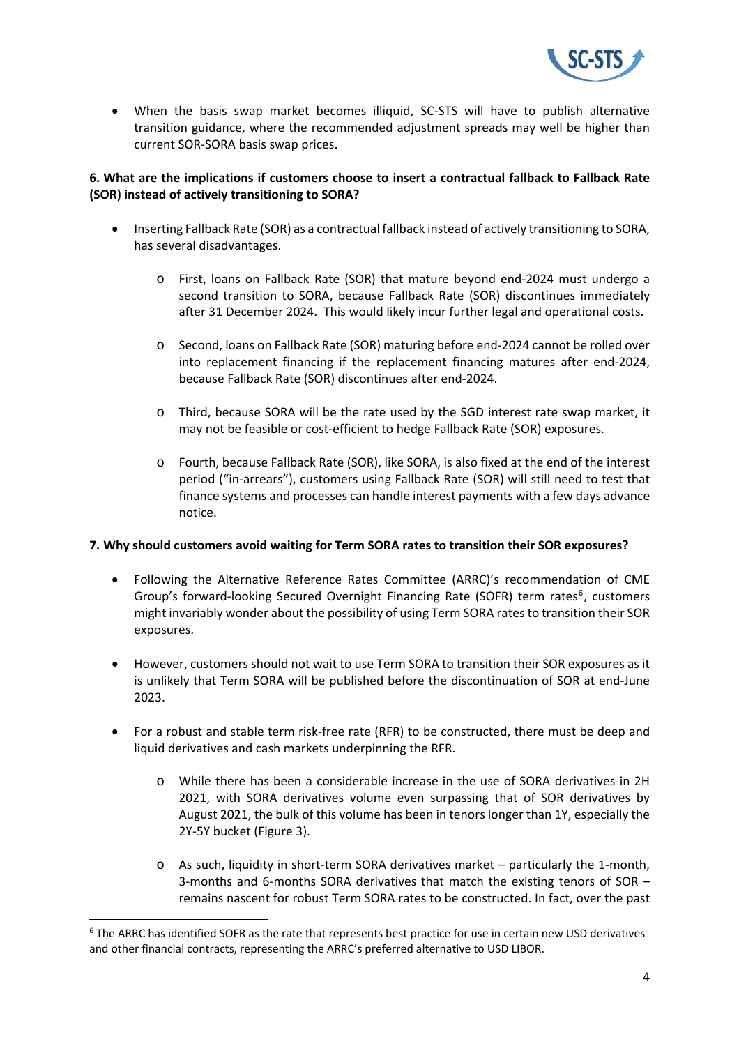- When the basis swap market becomes illiquid, SC-STS will have to publish alternative transition guidance, where the recommended adjustment spreads may well be higher than current SOR-SORA basis swap prices.

**6. What are the implications if customers choose to insert a contractual fallback to Fallback Rate (SOR) instead of actively transitioning to SORA?**

- Inserting Fallback Rate (SOR) as a contractual fallback instead of actively transitioning to SORA, has several disadvantages.
    - First, loans on Fallback Rate (SOR) that mature beyond end-2024 must undergo a second transition to SORA, because Fallback Rate (SOR) discontinues immediately after 31 December 2024. This would likely incur further legal and operational costs.
    - Second, loans on Fallback Rate (SOR) maturing before end-2024 cannot be rolled over into replacement financing if the replacement financing matures after end-2024, because Fallback Rate (SOR) discontinues after end-2024.
    - Third, because SORA will be the rate used by the SGD interest rate swap market, it may not be feasible or cost-efficient to hedge Fallback Rate (SOR) exposures.
    - Fourth, because Fallback Rate (SOR), like SORA, is also fixed at the end of the interest period ("in-arrears"), customers using Fallback Rate (SOR) will still need to test that finance systems and processes can handle interest payments with a few days advance notice.

**7. Why should customers avoid waiting for Term SORA rates to transition their SOR exposures?**

- Following the Alternative Reference Rates Committee (ARRC)'s recommendation of CME Group's forward-looking Secured Overnight Financing Rate (SOFR) term rates[6], customers might invariably wonder about the possibility of using Term SORA rates to transition their SOR exposures.
- However, customers should not wait to use Term SORA to transition their SOR exposures as it is unlikely that Term SORA will be published before the discontinuation of SOR at end-June 2023.
- For a robust and stable term risk-free rate (RFR) to be constructed, there must be deep and liquid derivatives and cash markets underpinning the RFR.
    - While there has been a considerable increase in the use of SORA derivatives in 2H 2021, with SORA derivatives volume even surpassing that of SOR derivatives by August 2021, the bulk of this volume has been in tenors longer than 1Y, especially the 2Y-5Y bucket (Figure 3).
    - As such, liquidity in short-term SORA derivatives market – particularly the 1-month, 3-months and 6-months SORA derivatives that match the existing tenors of SOR – remains nascent for robust Term SORA rates to be constructed. In fact, over the past

[6] The ARRC has identified SOFR as the rate that represents best practice for use in certain new USD derivatives and other financial contracts, representing the ARRC's preferred alternative to USD LIBOR.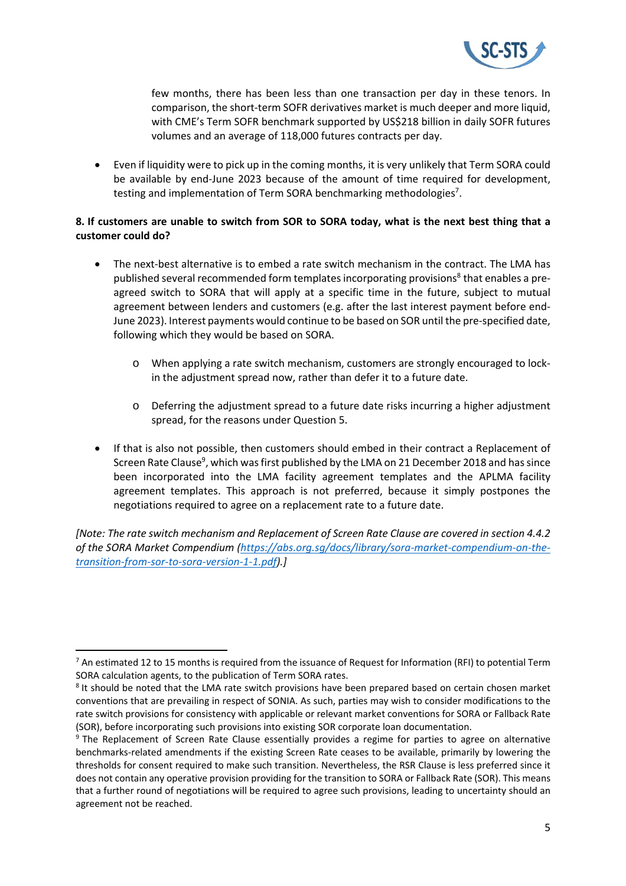few months, there has been less than one transaction per day in these tenors. In comparison, the short-term SOFR derivatives market is much deeper and more liquid, with CME's Term SOFR benchmark supported by US$218 billion in daily SOFR futures volumes and an average of 118,000 futures contracts per day.

- Even if liquidity were to pick up in the coming months, it is very unlikely that Term SORA could be available by end-June 2023 because of the amount of time required for development, testing and implementation of Term SORA benchmarking methodologies[7].

**8. If customers are unable to switch from SOR to SORA today, what is the next best thing that a customer could do?**

- The next-best alternative is to embed a rate switch mechanism in the contract. The LMA has published several recommended form templates incorporating provisions[8] that enables a pre-agreed switch to SORA that will apply at a specific time in the future, subject to mutual agreement between lenders and customers (e.g. after the last interest payment before end-June 2023). Interest payments would continue to be based on SOR until the pre-specified date, following which they would be based on SORA.
  - When applying a rate switch mechanism, customers are strongly encouraged to lock-in the adjustment spread now, rather than defer it to a future date.
  - Deferring the adjustment spread to a future date risks incurring a higher adjustment spread, for the reasons under Question 5.
- If that is also not possible, then customers should embed in their contract a Replacement of Screen Rate Clause[9], which was first published by the LMA on 21 December 2018 and has since been incorporated into the LMA facility agreement templates and the APLMA facility agreement templates. This approach is not preferred, because it simply postpones the negotiations required to agree on a replacement rate to a future date.

*[Note: The rate switch mechanism and Replacement of Screen Rate Clause are covered in section 4.4.2 of the SORA Market Compendium (https://abs.org.sg/docs/library/sora-market-compendium-on-the-transition-from-sor-to-sora-version-1-1.pdf).]*

---

[7] An estimated 12 to 15 months is required from the issuance of Request for Information (RFI) to potential Term SORA calculation agents, to the publication of Term SORA rates.

[8] It should be noted that the LMA rate switch provisions have been prepared based on certain chosen market conventions that are prevailing in respect of SONIA. As such, parties may wish to consider modifications to the rate switch provisions for consistency with applicable or relevant market conventions for SORA or Fallback Rate (SOR), before incorporating such provisions into existing SOR corporate loan documentation.

[9] The Replacement of Screen Rate Clause essentially provides a regime for parties to agree on alternative benchmarks-related amendments if the existing Screen Rate ceases to be available, primarily by lowering the thresholds for consent required to make such transition. Nevertheless, the RSR Clause is less preferred since it does not contain any operative provision providing for the transition to SORA or Fallback Rate (SOR). This means that a further round of negotiations will be required to agree such provisions, leading to uncertainty should an agreement not be reached.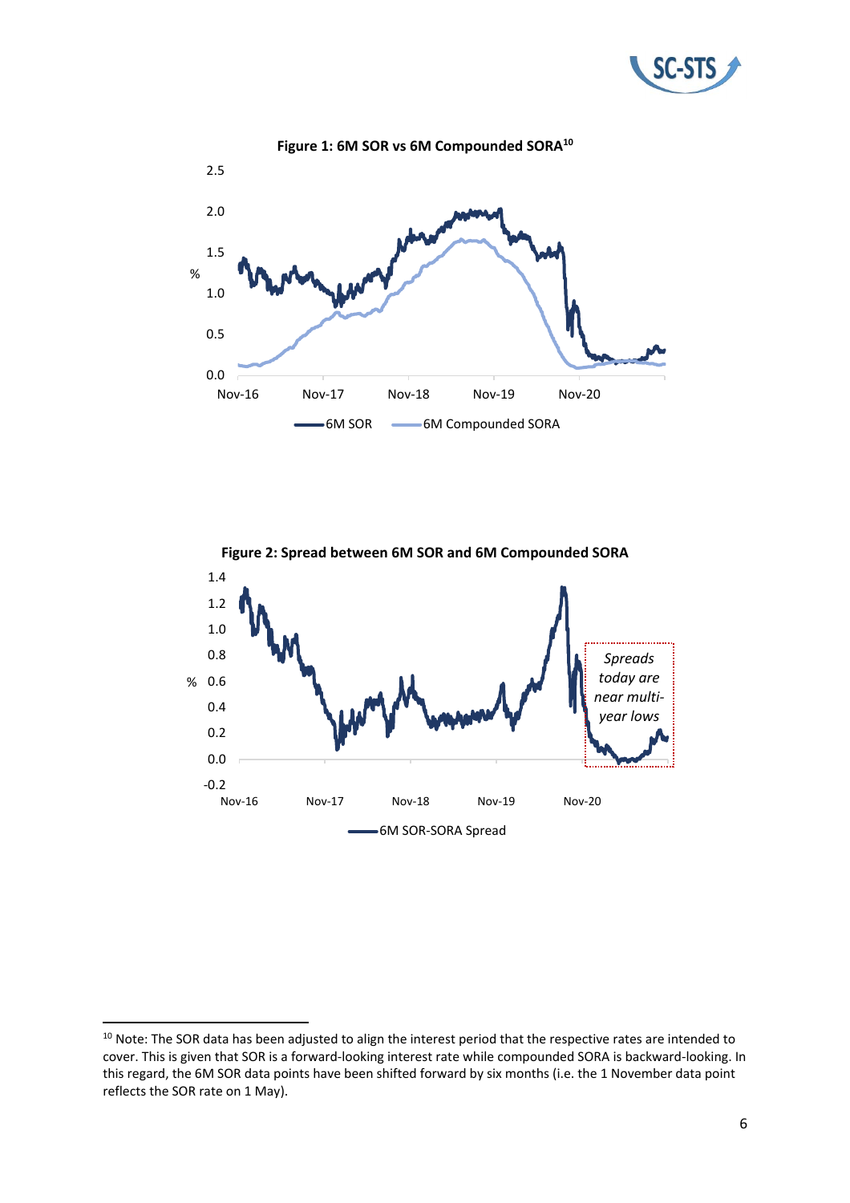**Figure 1: 6M SOR vs 6M Compounded SORA**[10]

**Figure 2: Spread between 6M SOR and 6M Compounded SORA**

---

[10] Note: The SOR data has been adjusted to align the interest period that the respective rates are intended to cover. This is given that SOR is a forward-looking interest rate while compounded SORA is backward-looking. In this regard, the 6M SOR data points have been shifted forward by six months (i.e. the 1 November data point reflects the SOR rate on 1 May).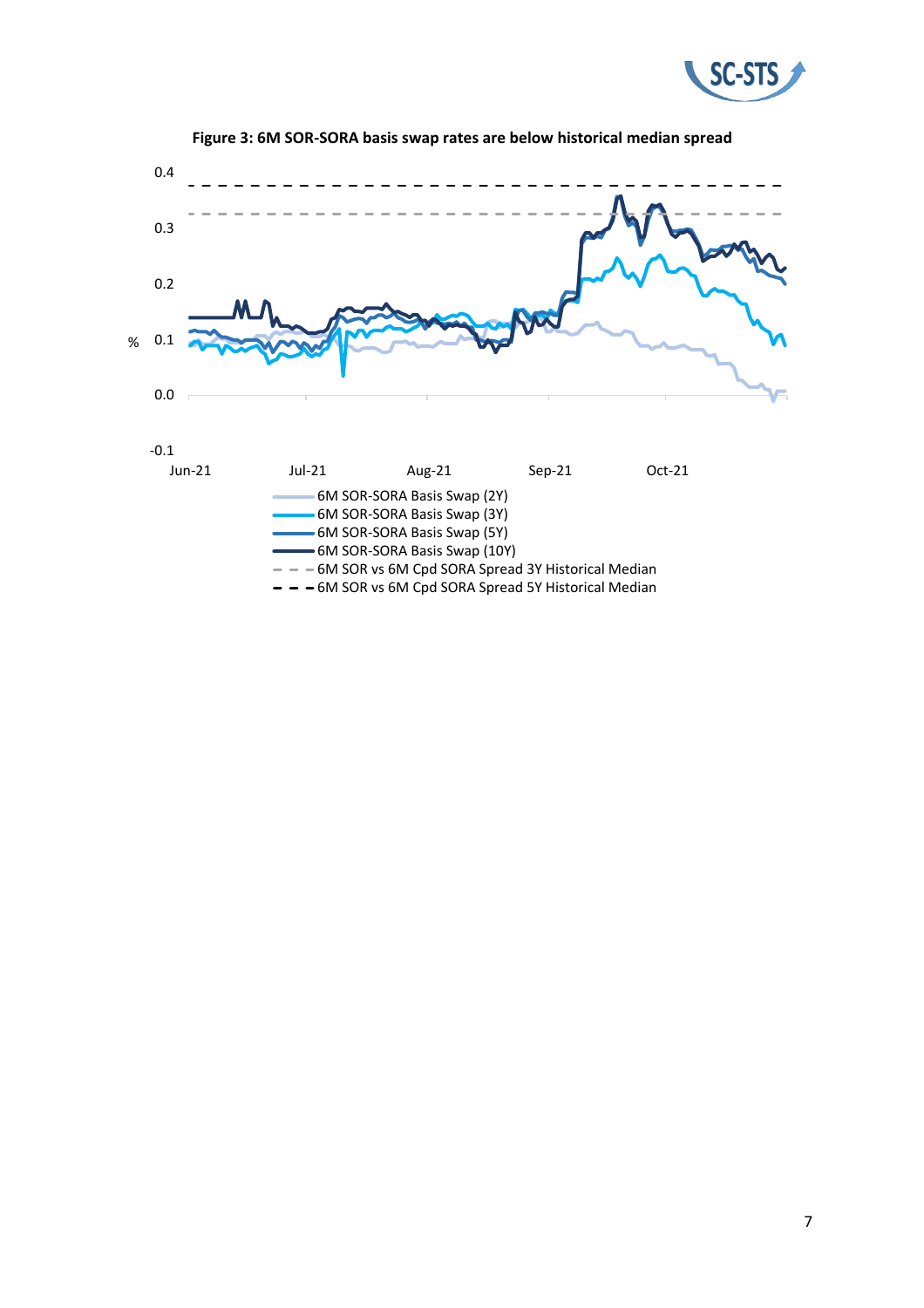**Figure 3: 6M SOR-SORA basis swap rates are below historical median spread**

%

0.4
0.3
0.2
0.1
0.0
-0.1

Jun-21
Jul-21
Aug-21
Sep-21
Oct-21

6M SOR-SORA Basis Swap (2Y)
6M SOR-SORA Basis Swap (3Y)
6M SOR-SORA Basis Swap (5Y)
6M SOR-SORA Basis Swap (10Y)
6M SOR vs 6M Cpd SORA Spread 3Y Historical Median
6M SOR vs 6M Cpd SORA Spread 5Y Historical Median